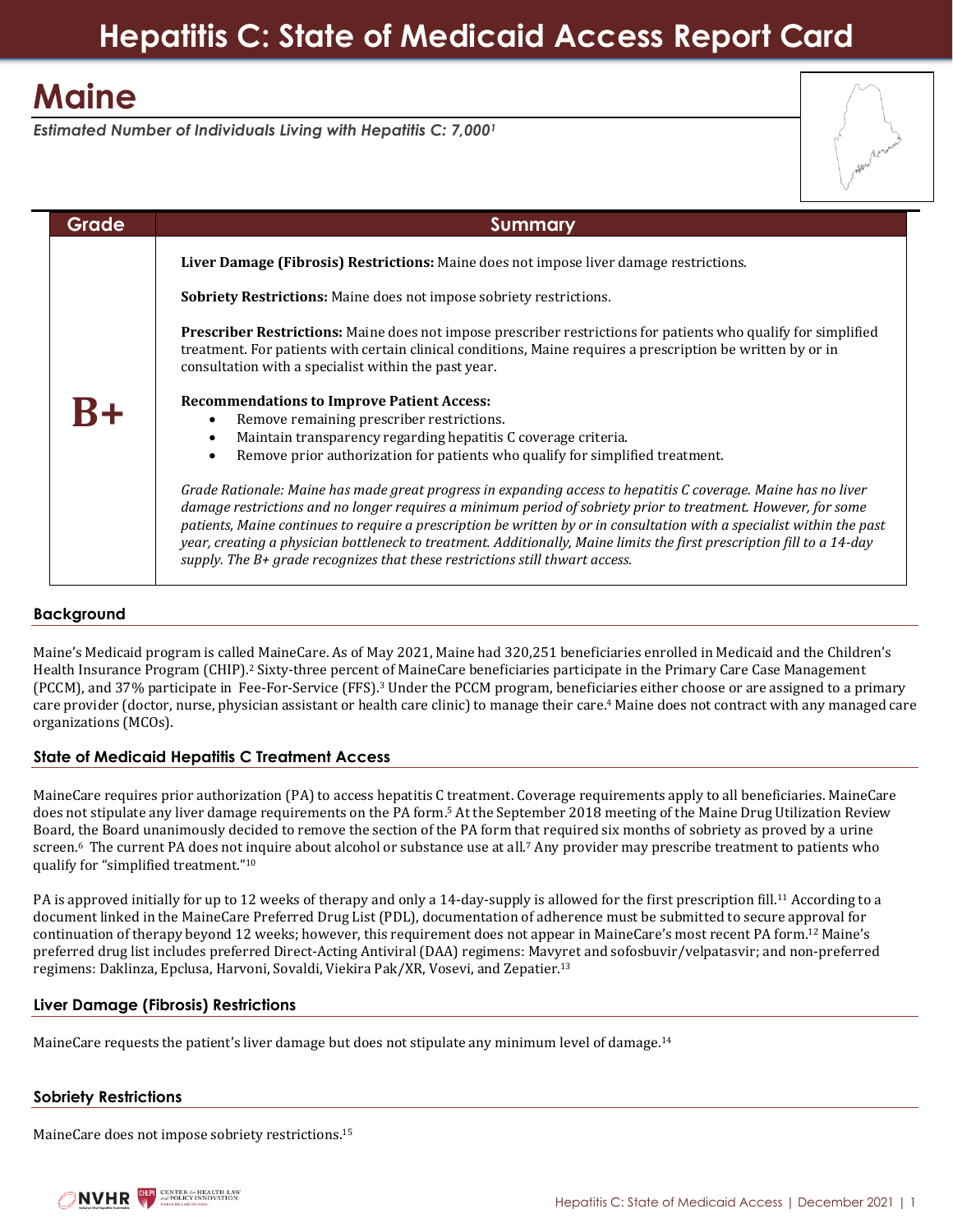# Hepatitis C: State of Medicaid Access Report Card

## Maine

*Estimated Number of Individuals Living with Hepatitis C: 7,000[1]*

| Grade | Summary |
| --- | --- |
| **B+** | **Liver Damage (Fibrosis) Restrictions:** Maine does not impose liver damage restrictions.<br><br>**Sobriety Restrictions:** Maine does not impose sobriety restrictions.<br><br>**Prescriber Restrictions:** Maine does not impose prescriber restrictions for patients who qualify for simplified treatment. For patients with certain clinical conditions, Maine requires a prescription be written by or in consultation with a specialist within the past year.<br><br>**Recommendations to Improve Patient Access:**<br>• Remove remaining prescriber restrictions.<br>• Maintain transparency regarding hepatitis C coverage criteria.<br>• Remove prior authorization for patients who qualify for simplified treatment.<br><br>*Grade Rationale: Maine has made great progress in expanding access to hepatitis C coverage. Maine has no liver damage restrictions and no longer requires a minimum period of sobriety prior to treatment. However, for some patients, Maine continues to require a prescription be written by or in consultation with a specialist within the past year, creating a physician bottleneck to treatment. Additionally, Maine limits the first prescription fill to a 14-day supply. The B+ grade recognizes that these restrictions still thwart access.* |

### Background

Maine's Medicaid program is called MaineCare. As of May 2021, Maine had 320,251 beneficiaries enrolled in Medicaid and the Children's Health Insurance Program (CHIP).[2] Sixty-three percent of MaineCare beneficiaries participate in the Primary Care Case Management (PCCM), and 37% participate in Fee-For-Service (FFS).[3] Under the PCCM program, beneficiaries either choose or are assigned to a primary care provider (doctor, nurse, physician assistant or health care clinic) to manage their care.[4] Maine does not contract with any managed care organizations (MCOs).

### State of Medicaid Hepatitis C Treatment Access

MaineCare requires prior authorization (PA) to access hepatitis C treatment. Coverage requirements apply to all beneficiaries. MaineCare does not stipulate any liver damage requirements on the PA form.[5] At the September 2018 meeting of the Maine Drug Utilization Review Board, the Board unanimously decided to remove the section of the PA form that required six months of sobriety as proved by a urine screen.[6] The current PA does not inquire about alcohol or substance use at all.[7] Any provider may prescribe treatment to patients who qualify for "simplified treatment."[10]

PA is approved initially for up to 12 weeks of therapy and only a 14-day-supply is allowed for the first prescription fill.[11] According to a document linked in the MaineCare Preferred Drug List (PDL), documentation of adherence must be submitted to secure approval for continuation of therapy beyond 12 weeks; however, this requirement does not appear in MaineCare's most recent PA form.[12] Maine's preferred drug list includes preferred Direct-Acting Antiviral (DAA) regimens: Mavyret and sofosbuvir/velpatasvir; and non-preferred regimens: Daklinza, Epclusa, Harvoni, Sovaldi, Viekira Pak/XR, Vosevi, and Zepatier.[13]

### Liver Damage (Fibrosis) Restrictions

MaineCare requests the patient's liver damage but does not stipulate any minimum level of damage.[14]

### Sobriety Restrictions

MaineCare does not impose sobriety restrictions.[15]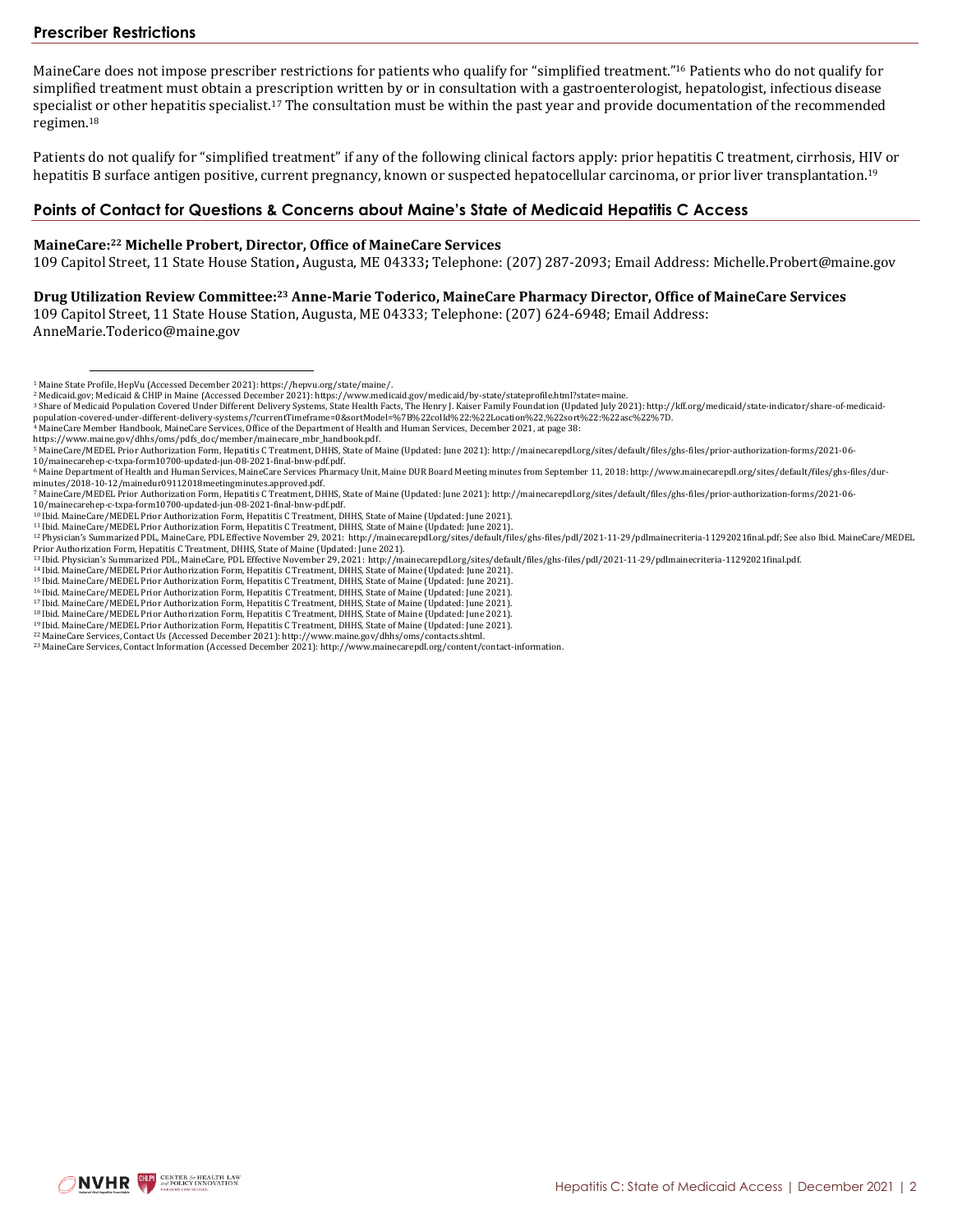## Prescriber Restrictions

MaineCare does not impose prescriber restrictions for patients who qualify for "simplified treatment."[16] Patients who do not qualify for simplified treatment must obtain a prescription written by or in consultation with a gastroenterologist, hepatologist, infectious disease specialist or other hepatitis specialist.[17] The consultation must be within the past year and provide documentation of the recommended regimen.[18]

Patients do not qualify for "simplified treatment" if any of the following clinical factors apply: prior hepatitis C treatment, cirrhosis, HIV or hepatitis B surface antigen positive, current pregnancy, known or suspected hepatocellular carcinoma, or prior liver transplantation.[19]

## Points of Contact for Questions & Concerns about Maine's State of Medicaid Hepatitis C Access

**MaineCare:[22] Michelle Probert, Director, Office of MaineCare Services**
109 Capitol Street, 11 State House Station**,** Augusta, ME 04333**;** Telephone: (207) 287-2093; Email Address: Michelle.Probert@maine.gov

**Drug Utilization Review Committee:[23] Anne-Marie Toderico, MaineCare Pharmacy Director, Office of MaineCare Services**
109 Capitol Street, 11 State House Station, Augusta, ME 04333; Telephone: (207) 624-6948; Email Address: AnneMarie.Toderico@maine.gov

---

[1] Maine State Profile, HepVu (Accessed December 2021): https://hepvu.org/state/maine/.
[2] Medicaid.gov; Medicaid & CHIP in Maine (Accessed December 2021): https://www.medicaid.gov/medicaid/by-state/stateprofile.html?state=maine.
[3] Share of Medicaid Population Covered Under Different Delivery Systems, State Health Facts, The Henry J. Kaiser Family Foundation (Updated July 2021): http://kff.org/medicaid/state-indicator/share-of-medicaid-population-covered-under-different-delivery-systems/?currentTimeframe=0&sortModel=%7B%22colId%22:%22Location%22,%22sort%22:%22asc%22%7D.
[4] MaineCare Member Handbook, MaineCare Services, Office of the Department of Health and Human Services, December 2021, at page 38: https://www.maine.gov/dhhs/oms/pdfs_doc/member/mainecare_mbr_handbook.pdf.
[5] MaineCare/MEDEL Prior Authorization Form, Hepatitis C Treatment, DHHS, State of Maine (Updated: June 2021): http://mainecarepdl.org/sites/default/files/ghs-files/prior-authorization-forms/2021-06-10/mainecarehep-c-txpa-form10700-updated-jun-08-2021-final-bnw-pdf.pdf.
[6] Maine Department of Health and Human Services, MaineCare Services Pharmacy Unit, Maine DUR Board Meeting minutes from September 11, 2018: http://www.mainecarepdl.org/sites/default/files/ghs-files/dur-minutes/2018-10-12/mainedur09112018meetingminutes.approved.pdf.
[7] MaineCare/MEDEL Prior Authorization Form, Hepatitis C Treatment, DHHS, State of Maine (Updated: June 2021): http://mainecarepdl.org/sites/default/files/ghs-files/prior-authorization-forms/2021-06-10/mainecarehep-c-txpa-form10700-updated-jun-08-2021-final-bnw-pdf.pdf.
[10] Ibid. MaineCare/MEDEL Prior Authorization Form, Hepatitis C Treatment, DHHS, State of Maine (Updated: June 2021).
[11] Ibid. MaineCare/MEDEL Prior Authorization Form, Hepatitis C Treatment, DHHS, State of Maine (Updated: June 2021).
[12] Physician's Summarized PDL, MaineCare, PDL Effective November 29, 2021: http://mainecarepdl.org/sites/default/files/ghs-files/pdl/2021-11-29/pdlmainecriteria-11292021final.pdf; See also Ibid. MaineCare/MEDEL Prior Authorization Form, Hepatitis C Treatment, DHHS, State of Maine (Updated: June 2021).
[13] Ibid. Physician's Summarized PDL, MaineCare, PDL Effective November 29, 2021: http://mainecarepdl.org/sites/default/files/ghs-files/pdl/2021-11-29/pdlmainecriteria-11292021final.pdf.
[14] Ibid. MaineCare/MEDEL Prior Authorization Form, Hepatitis C Treatment, DHHS, State of Maine (Updated: June 2021).
[15] Ibid. MaineCare/MEDEL Prior Authorization Form, Hepatitis C Treatment, DHHS, State of Maine (Updated: June 2021).
[16] Ibid. MaineCare/MEDEL Prior Authorization Form, Hepatitis C Treatment, DHHS, State of Maine (Updated: June 2021).
[17] Ibid. MaineCare/MEDEL Prior Authorization Form, Hepatitis C Treatment, DHHS, State of Maine (Updated: June 2021).
[18] Ibid. MaineCare/MEDEL Prior Authorization Form, Hepatitis C Treatment, DHHS, State of Maine (Updated: June 2021).
[19] Ibid. MaineCare/MEDEL Prior Authorization Form, Hepatitis C Treatment, DHHS, State of Maine (Updated: June 2021).
[22] MaineCare Services, Contact Us (Accessed December 2021): http://www.maine.gov/dhhs/oms/contacts.shtml.
[23] MaineCare Services, Contact Information (Accessed December 2021): http://www.mainecarepdl.org/content/contact-information.